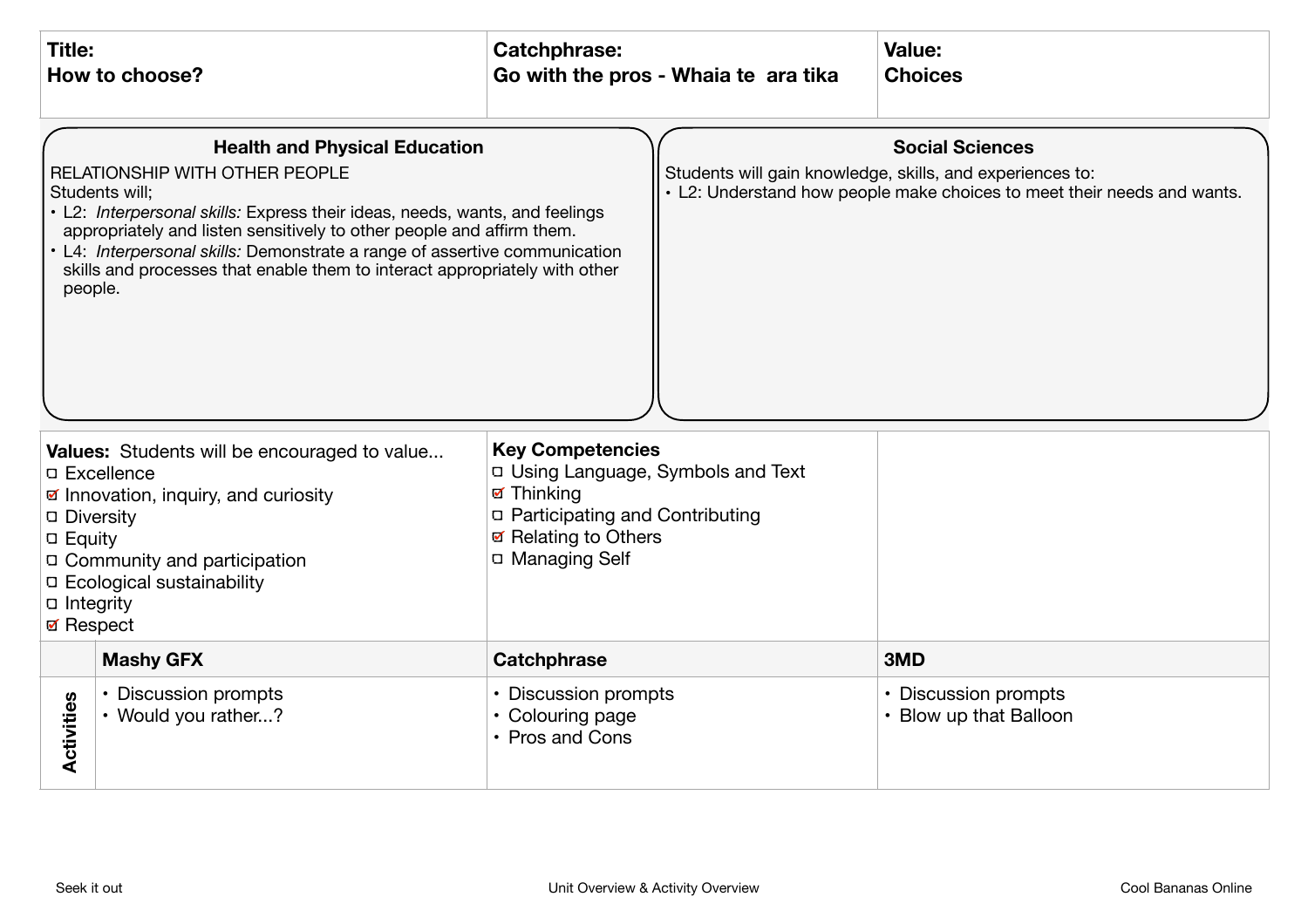| **Title:** | **Catchphrase:** | **Value:** |
| --- | --- | --- |
| **How to choose?** | **Go with the pros - Whaia te  ara tika** | **Choices** |

### Health and Physical Education

RELATIONSHIP WITH OTHER PEOPLE
Students will;

- L2: *Interpersonal skills:* Express their ideas, needs, wants, and feelings appropriately and listen sensitively to other people and affirm them.
- L4: *Interpersonal skills:* Demonstrate a range of assertive communication skills and processes that enable them to interact appropriately with other people.

### Social Sciences

Students will gain knowledge, skills, and experiences to:

- L2: Understand how people make choices to meet their needs and wants.

**Values:** Students will be encouraged to value...

- [ ] Excellence
- [x] Innovation, inquiry, and curiosity
- [ ] Diversity
- [ ] Equity
- [ ] Community and participation
- [ ] Ecological sustainability
- [ ] Integrity
- [x] Respect

**Key Competencies**

- [ ] Using Language, Symbols and Text
- [x] Thinking
- [ ] Participating and Contributing
- [x] Relating to Others
- [ ] Managing Self

| | **Mashy GFX** | **Catchphrase** | **3MD** |
| --- | --- | --- | --- |
| **Activities** | • Discussion prompts<br>• Would you rather...? | • Discussion prompts<br>• Colouring page<br>• Pros and Cons | • Discussion prompts<br>• Blow up that Balloon |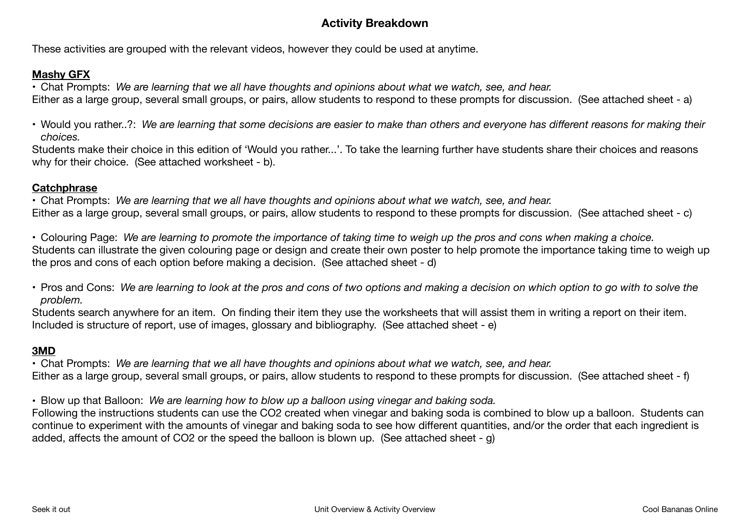# Activity Breakdown

These activities are grouped with the relevant videos, however they could be used at anytime.

**Mashy GFX**

- Chat Prompts: *We are learning that we all have thoughts and opinions about what we watch, see, and hear.*

Either as a large group, several small groups, or pairs, allow students to respond to these prompts for discussion. (See attached sheet - a)

- Would you rather..?: *We are learning that some decisions are easier to make than others and everyone has different reasons for making their choices.*

Students make their choice in this edition of 'Would you rather...'. To take the learning further have students share their choices and reasons why for their choice. (See attached worksheet - b).

**Catchphrase**

- Chat Prompts: *We are learning that we all have thoughts and opinions about what we watch, see, and hear.*

Either as a large group, several small groups, or pairs, allow students to respond to these prompts for discussion. (See attached sheet - c)

- Colouring Page: *We are learning to promote the importance of taking time to weigh up the pros and cons when making a choice.*

Students can illustrate the given colouring page or design and create their own poster to help promote the importance taking time to weigh up the pros and cons of each option before making a decision. (See attached sheet - d)

- Pros and Cons: *We are learning to look at the pros and cons of two options and making a decision on which option to go with to solve the problem.*

Students search anywhere for an item. On finding their item they use the worksheets that will assist them in writing a report on their item. Included is structure of report, use of images, glossary and bibliography. (See attached sheet - e)

**3MD**

- Chat Prompts: *We are learning that we all have thoughts and opinions about what we watch, see, and hear.*

Either as a large group, several small groups, or pairs, allow students to respond to these prompts for discussion. (See attached sheet - f)

- Blow up that Balloon: *We are learning how to blow up a balloon using vinegar and baking soda.*

Following the instructions students can use the $CO_2$ created when vinegar and baking soda is combined to blow up a balloon. Students can continue to experiment with the amounts of vinegar and baking soda to see how different quantities, and/or the order that each ingredient is added, affects the amount of $CO_2$ or the speed the balloon is blown up. (See attached sheet - g)